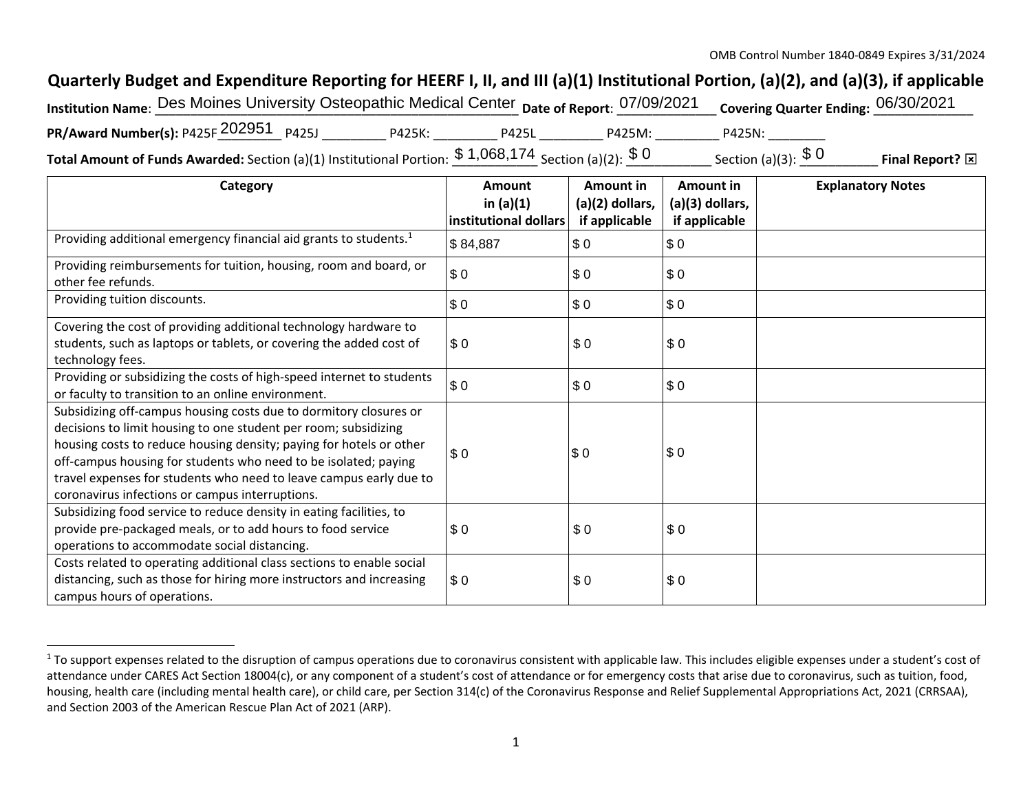OMB Control Number 1840-0849 Expires 3/31/2024

# Quarterly Budget and Expenditure Reporting for HEERF I, II, and III (a)(1) Institutional Portion, (a)(2), and (a)(3), if applicable

**Institution Name**: Des Moines University Osteopathic Medical Center **Date of Report**: 07/09/2021 **Covering Quarter Ending:** 06/30/2021

**PR/Award Number(s):** P425F 202951 P425J _________ P425K: _________ P425L _________ P425M: _________ P425N: ________

**Total Amount of Funds Awarded:** Section (a)(1) Institutional Portion: $ 1,068,174 Section (a)(2): $ 0 Section (a)(3): $ 0 **Final Report?** ☒

| Category | Amount in (a)(1) institutional dollars | Amount in (a)(2) dollars, if applicable | Amount in (a)(3) dollars, if applicable | Explanatory Notes |
|---|---|---|---|---|
| Providing additional emergency financial aid grants to students.[1] | $ 84,887 | $ 0 | $ 0 | |
| Providing reimbursements for tuition, housing, room and board, or other fee refunds. | $ 0 | $ 0 | $ 0 | |
| Providing tuition discounts. | $ 0 | $ 0 | $ 0 | |
| Covering the cost of providing additional technology hardware to students, such as laptops or tablets, or covering the added cost of technology fees. | $ 0 | $ 0 | $ 0 | |
| Providing or subsidizing the costs of high-speed internet to students or faculty to transition to an online environment. | $ 0 | $ 0 | $ 0 | |
| Subsidizing off-campus housing costs due to dormitory closures or decisions to limit housing to one student per room; subsidizing housing costs to reduce housing density; paying for hotels or other off-campus housing for students who need to be isolated; paying travel expenses for students who need to leave campus early due to coronavirus infections or campus interruptions. | $ 0 | $ 0 | $ 0 | |
| Subsidizing food service to reduce density in eating facilities, to provide pre-packaged meals, or to add hours to food service operations to accommodate social distancing. | $ 0 | $ 0 | $ 0 | |
| Costs related to operating additional class sections to enable social distancing, such as those for hiring more instructors and increasing campus hours of operations. | $ 0 | $ 0 | $ 0 | |

[1] To support expenses related to the disruption of campus operations due to coronavirus consistent with applicable law. This includes eligible expenses under a student's cost of attendance under CARES Act Section 18004(c), or any component of a student's cost of attendance or for emergency costs that arise due to coronavirus, such as tuition, food, housing, health care (including mental health care), or child care, per Section 314(c) of the Coronavirus Response and Relief Supplemental Appropriations Act, 2021 (CRRSAA), and Section 2003 of the American Rescue Plan Act of 2021 (ARP).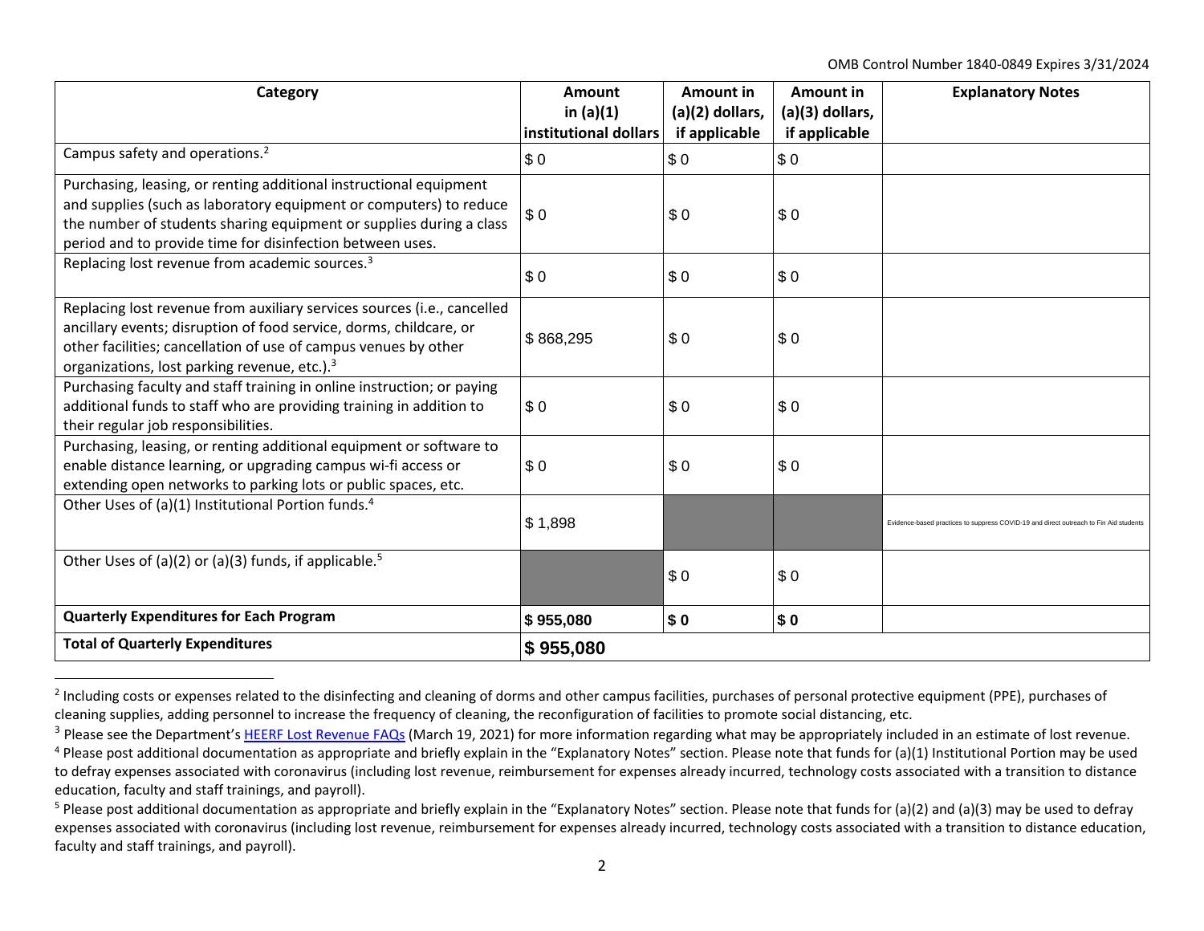OMB Control Number 1840-0849 Expires 3/31/2024

| Category | Amount in (a)(1) institutional dollars | Amount in (a)(2) dollars, if applicable | Amount in (a)(3) dollars, if applicable | Explanatory Notes |
|---|---|---|---|---|
| Campus safety and operations.[2] | $ 0 | $ 0 | $ 0 | |
| Purchasing, leasing, or renting additional instructional equipment and supplies (such as laboratory equipment or computers) to reduce the number of students sharing equipment or supplies during a class period and to provide time for disinfection between uses. | $ 0 | $ 0 | $ 0 | |
| Replacing lost revenue from academic sources.[3] | $ 0 | $ 0 | $ 0 | |
| Replacing lost revenue from auxiliary services sources (i.e., cancelled ancillary events; disruption of food service, dorms, childcare, or other facilities; cancellation of use of campus venues by other organizations, lost parking revenue, etc.).[3] | $ 868,295 | $ 0 | $ 0 | |
| Purchasing faculty and staff training in online instruction; or paying additional funds to staff who are providing training in addition to their regular job responsibilities. | $ 0 | $ 0 | $ 0 | |
| Purchasing, leasing, or renting additional equipment or software to enable distance learning, or upgrading campus wi-fi access or extending open networks to parking lots or public spaces, etc. | $ 0 | $ 0 | $ 0 | |
| Other Uses of (a)(1) Institutional Portion funds.[4] | $ 1,898 | | | Evidence-based practices to suppress COVID-19 and direct outreach to Fin Aid students |
| Other Uses of (a)(2) or (a)(3) funds, if applicable.[5] | | $ 0 | $ 0 | |
| **Quarterly Expenditures for Each Program** | **$ 955,080** | **$ 0** | **$ 0** | |
| **Total of Quarterly Expenditures** | **$ 955,080** | | | |

[2] Including costs or expenses related to the disinfecting and cleaning of dorms and other campus facilities, purchases of personal protective equipment (PPE), purchases of cleaning supplies, adding personnel to increase the frequency of cleaning, the reconfiguration of facilities to promote social distancing, etc.

[3] Please see the Department's HEERF Lost Revenue FAQs (March 19, 2021) for more information regarding what may be appropriately included in an estimate of lost revenue.

[4] Please post additional documentation as appropriate and briefly explain in the "Explanatory Notes" section. Please note that funds for (a)(1) Institutional Portion may be used to defray expenses associated with coronavirus (including lost revenue, reimbursement for expenses already incurred, technology costs associated with a transition to distance education, faculty and staff trainings, and payroll).

[5] Please post additional documentation as appropriate and briefly explain in the "Explanatory Notes" section. Please note that funds for (a)(2) and (a)(3) may be used to defray expenses associated with coronavirus (including lost revenue, reimbursement for expenses already incurred, technology costs associated with a transition to distance education, faculty and staff trainings, and payroll).